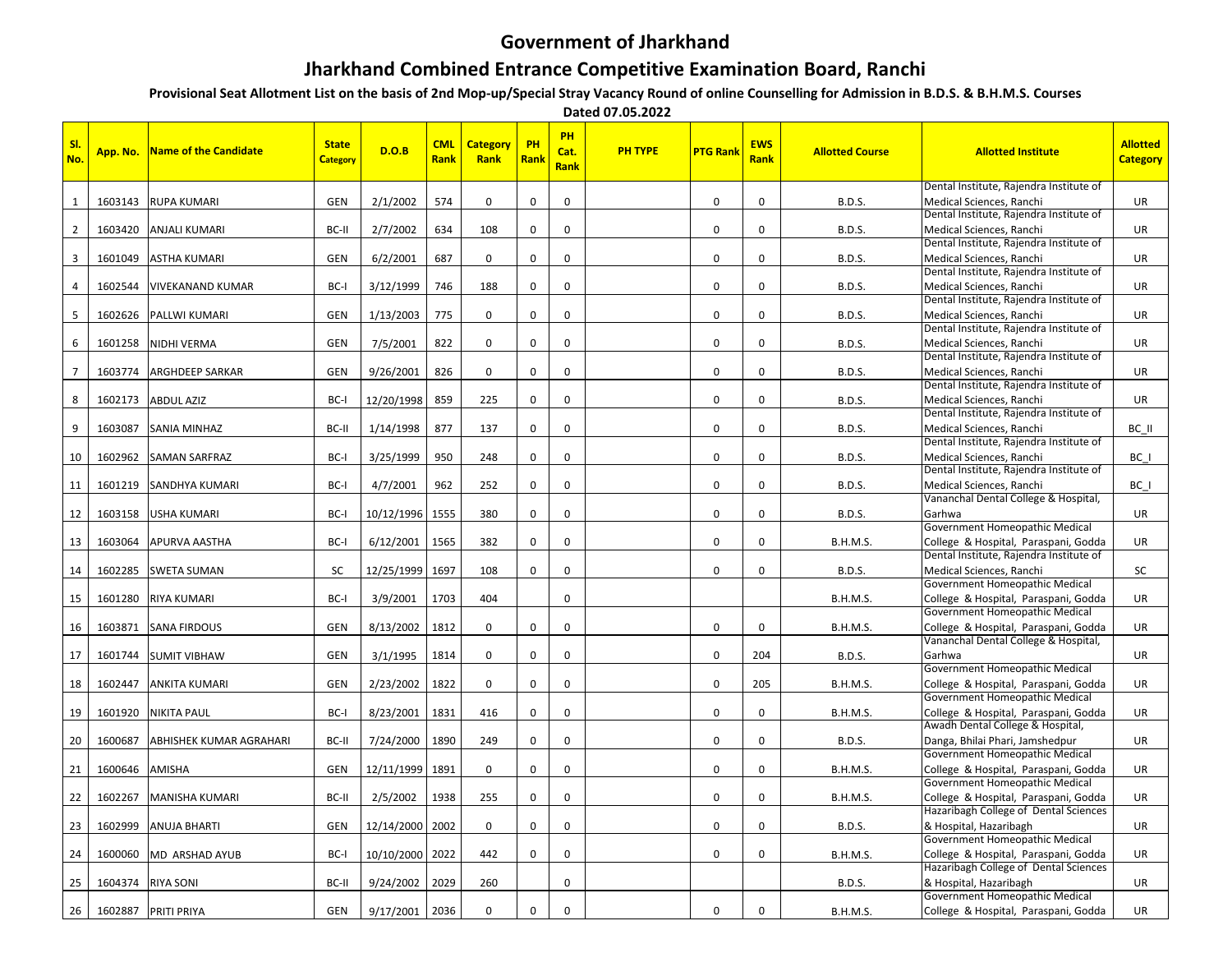# Government of Jharkhand

## Jharkhand Combined Entrance Competitive Examination Board, Ranchi

**Provisional Seat Allotment List on the basis of 2nd Mop-up/Special Stray Vacancy Round of online Counselling for Admission in B.D.S. & B.H.M.S. Courses**

**Dated 07.05.2022**

| Sl. No. | App. No. | Name of the Candidate | State Category | D.O.B | CML Rank | Category Rank | PH Rank | PH Cat. Rank | PH TYPE | PTG Rank | EWS Rank | Allotted Course | Allotted Institute | Allotted Category |
|---|---|---|---|---|---|---|---|---|---|---|---|---|---|---|
| 1 | 1603143 | RUPA KUMARI | GEN | 2/1/2002 | 574 | 0 | 0 | 0 | | 0 | 0 | B.D.S. | Dental Institute, Rajendra Institute of Medical Sciences, Ranchi | UR |
| 2 | 1603420 | ANJALI KUMARI | BC-II | 2/7/2002 | 634 | 108 | 0 | 0 | | 0 | 0 | B.D.S. | Dental Institute, Rajendra Institute of Medical Sciences, Ranchi | UR |
| 3 | 1601049 | ASTHA KUMARI | GEN | 6/2/2001 | 687 | 0 | 0 | 0 | | 0 | 0 | B.D.S. | Dental Institute, Rajendra Institute of Medical Sciences, Ranchi | UR |
| 4 | 1602544 | VIVEKANAND KUMAR | BC-I | 3/12/1999 | 746 | 188 | 0 | 0 | | 0 | 0 | B.D.S. | Dental Institute, Rajendra Institute of Medical Sciences, Ranchi | UR |
| 5 | 1602626 | PALLWI KUMARI | GEN | 1/13/2003 | 775 | 0 | 0 | 0 | | 0 | 0 | B.D.S. | Dental Institute, Rajendra Institute of Medical Sciences, Ranchi | UR |
| 6 | 1601258 | NIDHI VERMA | GEN | 7/5/2001 | 822 | 0 | 0 | 0 | | 0 | 0 | B.D.S. | Dental Institute, Rajendra Institute of Medical Sciences, Ranchi | UR |
| 7 | 1603774 | ARGHDEEP SARKAR | GEN | 9/26/2001 | 826 | 0 | 0 | 0 | | 0 | 0 | B.D.S. | Dental Institute, Rajendra Institute of Medical Sciences, Ranchi | UR |
| 8 | 1602173 | ABDUL AZIZ | BC-I | 12/20/1998 | 859 | 225 | 0 | 0 | | 0 | 0 | B.D.S. | Dental Institute, Rajendra Institute of Medical Sciences, Ranchi | UR |
| 9 | 1603087 | SANIA MINHAZ | BC-II | 1/14/1998 | 877 | 137 | 0 | 0 | | 0 | 0 | B.D.S. | Dental Institute, Rajendra Institute of Medical Sciences, Ranchi | BC_II |
| 10 | 1602962 | SAMAN SARFRAZ | BC-I | 3/25/1999 | 950 | 248 | 0 | 0 | | 0 | 0 | B.D.S. | Dental Institute, Rajendra Institute of Medical Sciences, Ranchi | BC_I |
| 11 | 1601219 | SANDHYA KUMARI | BC-I | 4/7/2001 | 962 | 252 | 0 | 0 | | 0 | 0 | B.D.S. | Dental Institute, Rajendra Institute of Medical Sciences, Ranchi | BC_I |
| 12 | 1603158 | USHA KUMARI | BC-I | 10/12/1996 | 1555 | 380 | 0 | 0 | | 0 | 0 | B.D.S. | Vananchal Dental College & Hospital, Garhwa | UR |
| 13 | 1603064 | APURVA AASTHA | BC-I | 6/12/2001 | 1565 | 382 | 0 | 0 | | 0 | 0 | B.H.M.S. | Government Homeopathic Medical College & Hospital, Paraspani, Godda | UR |
| 14 | 1602285 | SWETA SUMAN | SC | 12/25/1999 | 1697 | 108 | 0 | 0 | | 0 | 0 | B.D.S. | Dental Institute, Rajendra Institute of Medical Sciences, Ranchi | SC |
| 15 | 1601280 | RIYA KUMARI | BC-I | 3/9/2001 | 1703 | 404 | | 0 | | | | B.H.M.S. | Government Homeopathic Medical College & Hospital, Paraspani, Godda | UR |
| 16 | 1603871 | SANA FIRDOUS | GEN | 8/13/2002 | 1812 | 0 | 0 | 0 | | 0 | 0 | B.H.M.S. | Government Homeopathic Medical College & Hospital, Paraspani, Godda | UR |
| 17 | 1601744 | SUMIT VIBHAW | GEN | 3/1/1995 | 1814 | 0 | 0 | 0 | | 0 | 204 | B.D.S. | Vananchal Dental College & Hospital, Garhwa | UR |
| 18 | 1602447 | ANKITA KUMARI | GEN | 2/23/2002 | 1822 | 0 | 0 | 0 | | 0 | 205 | B.H.M.S. | Government Homeopathic Medical College & Hospital, Paraspani, Godda | UR |
| 19 | 1601920 | NIKITA PAUL | BC-I | 8/23/2001 | 1831 | 416 | 0 | 0 | | 0 | 0 | B.H.M.S. | Government Homeopathic Medical College & Hospital, Paraspani, Godda | UR |
| 20 | 1600687 | ABHISHEK KUMAR AGRAHARI | BC-II | 7/24/2000 | 1890 | 249 | 0 | 0 | | 0 | 0 | B.D.S. | Awadh Dental College & Hospital, Danga, Bhilai Phari, Jamshedpur | UR |
| 21 | 1600646 | AMISHA | GEN | 12/11/1999 | 1891 | 0 | 0 | 0 | | 0 | 0 | B.H.M.S. | Government Homeopathic Medical College & Hospital, Paraspani, Godda | UR |
| 22 | 1602267 | MANISHA KUMARI | BC-II | 2/5/2002 | 1938 | 255 | 0 | 0 | | 0 | 0 | B.H.M.S. | Government Homeopathic Medical College & Hospital, Paraspani, Godda | UR |
| 23 | 1602999 | ANUJA BHARTI | GEN | 12/14/2000 | 2002 | 0 | 0 | 0 | | 0 | 0 | B.D.S. | Hazaribagh College of Dental Sciences & Hospital, Hazaribagh | UR |
| 24 | 1600060 | MD ARSHAD AYUB | BC-I | 10/10/2000 | 2022 | 442 | 0 | 0 | | 0 | 0 | B.H.M.S. | Government Homeopathic Medical College & Hospital, Paraspani, Godda | UR |
| 25 | 1604374 | RIYA SONI | BC-II | 9/24/2002 | 2029 | 260 | | 0 | | | | B.D.S. | Hazaribagh College of Dental Sciences & Hospital, Hazaribagh | UR |
| 26 | 1602887 | PRITI PRIYA | GEN | 9/17/2001 | 2036 | 0 | 0 | 0 | | 0 | 0 | B.H.M.S. | Government Homeopathic Medical College & Hospital, Paraspani, Godda | UR |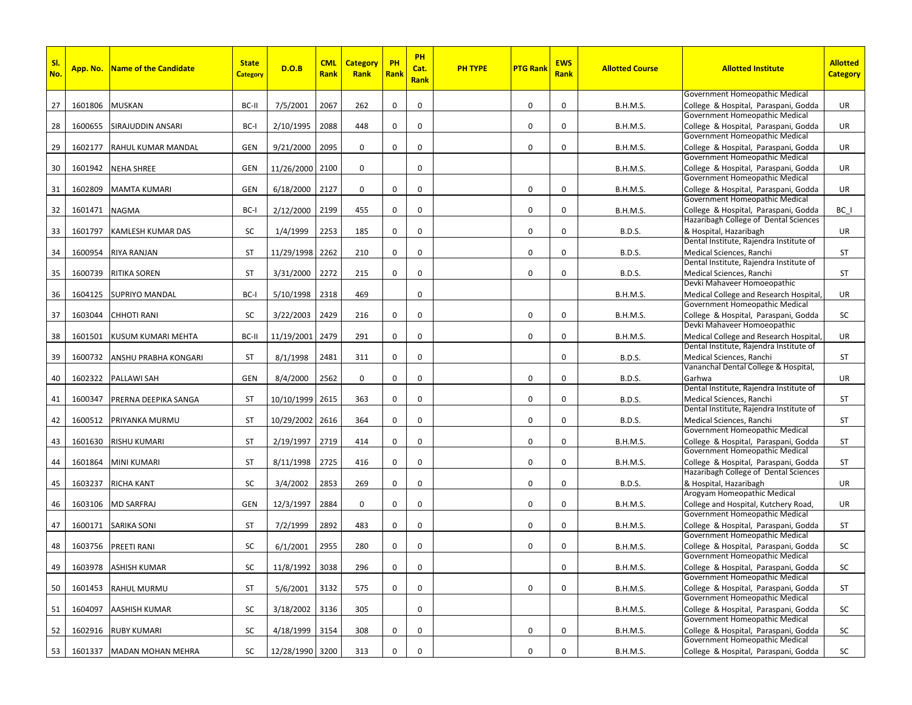| Sl. No. | App. No. | Name of the Candidate | State Category | D.O.B | CML Rank | Category Rank | PH Rank | PH Cat. Rank | PH TYPE | PTG Rank | EWS Rank | Allotted Course | Allotted Institute | Allotted Category |
|---|---|---|---|---|---|---|---|---|---|---|---|---|---|---|
| 27 | 1601806 | MUSKAN | BC-II | 7/5/2001 | 2067 | 262 | 0 | 0 | | 0 | 0 | B.H.M.S. | Government Homeopathic Medical College & Hospital, Paraspani, Godda | UR |
| 28 | 1600655 | SIRAJUDDIN ANSARI | BC-I | 2/10/1995 | 2088 | 448 | 0 | 0 | | 0 | 0 | B.H.M.S. | Government Homeopathic Medical College & Hospital, Paraspani, Godda | UR |
| 29 | 1602177 | RAHUL KUMAR MANDAL | GEN | 9/21/2000 | 2095 | 0 | 0 | 0 | | 0 | 0 | B.H.M.S. | Government Homeopathic Medical College & Hospital, Paraspani, Godda | UR |
| 30 | 1601942 | NEHA SHREE | GEN | 11/26/2000 | 2100 | 0 | | 0 | | | | B.H.M.S. | Government Homeopathic Medical College & Hospital, Paraspani, Godda | UR |
| 31 | 1602809 | MAMTA KUMARI | GEN | 6/18/2000 | 2127 | 0 | 0 | 0 | | 0 | 0 | B.H.M.S. | Government Homeopathic Medical College & Hospital, Paraspani, Godda | UR |
| 32 | 1601471 | NAGMA | BC-I | 2/12/2000 | 2199 | 455 | 0 | 0 | | 0 | 0 | B.H.M.S. | Government Homeopathic Medical College & Hospital, Paraspani, Godda | BC_I |
| 33 | 1601797 | KAMLESH KUMAR DAS | SC | 1/4/1999 | 2253 | 185 | 0 | 0 | | 0 | 0 | B.D.S. | Hazaribagh College of Dental Sciences & Hospital, Hazaribagh | UR |
| 34 | 1600954 | RIYA RANJAN | ST | 11/29/1998 | 2262 | 210 | 0 | 0 | | 0 | 0 | B.D.S. | Dental Institute, Rajendra Institute of Medical Sciences, Ranchi | ST |
| 35 | 1600739 | RITIKA SOREN | ST | 3/31/2000 | 2272 | 215 | 0 | 0 | | 0 | 0 | B.D.S. | Dental Institute, Rajendra Institute of Medical Sciences, Ranchi | ST |
| 36 | 1604125 | SUPRIYO MANDAL | BC-I | 5/10/1998 | 2318 | 469 | | 0 | | | | B.H.M.S. | Devki Mahaveer Homoeopathic Medical College and Research Hospital, | UR |
| 37 | 1603044 | CHHOTI RANI | SC | 3/22/2003 | 2429 | 216 | 0 | 0 | | 0 | 0 | B.H.M.S. | Government Homeopathic Medical College & Hospital, Paraspani, Godda | SC |
| 38 | 1601501 | KUSUM KUMARI MEHTA | BC-II | 11/19/2001 | 2479 | 291 | 0 | 0 | | 0 | 0 | B.H.M.S. | Devki Mahaveer Homoeopathic Medical College and Research Hospital, | UR |
| 39 | 1600732 | ANSHU PRABHA KONGARI | ST | 8/1/1998 | 2481 | 311 | 0 | 0 | | | 0 | B.D.S. | Dental Institute, Rajendra Institute of Medical Sciences, Ranchi | ST |
| 40 | 1602322 | PALLAWI SAH | GEN | 8/4/2000 | 2562 | 0 | 0 | 0 | | 0 | 0 | B.D.S. | Vananchal Dental College & Hospital, Garhwa | UR |
| 41 | 1600347 | PRERNA DEEPIKA SANGA | ST | 10/10/1999 | 2615 | 363 | 0 | 0 | | 0 | 0 | B.D.S. | Dental Institute, Rajendra Institute of Medical Sciences, Ranchi | ST |
| 42 | 1600512 | PRIYANKA MURMU | ST | 10/29/2002 | 2616 | 364 | 0 | 0 | | 0 | 0 | B.D.S. | Dental Institute, Rajendra Institute of Medical Sciences, Ranchi | ST |
| 43 | 1601630 | RISHU KUMARI | ST | 2/19/1997 | 2719 | 414 | 0 | 0 | | 0 | 0 | B.H.M.S. | Government Homeopathic Medical College & Hospital, Paraspani, Godda | ST |
| 44 | 1601864 | MINI KUMARI | ST | 8/11/1998 | 2725 | 416 | 0 | 0 | | 0 | 0 | B.H.M.S. | Government Homeopathic Medical College & Hospital, Paraspani, Godda | ST |
| 45 | 1603237 | RICHA KANT | SC | 3/4/2002 | 2853 | 269 | 0 | 0 | | 0 | 0 | B.D.S. | Hazaribagh College of Dental Sciences & Hospital, Hazaribagh | UR |
| 46 | 1603106 | MD SARFRAJ | GEN | 12/3/1997 | 2884 | 0 | 0 | 0 | | 0 | 0 | B.H.M.S. | Arogyam Homeopathic Medical College and Hospital, Kutchery Road, | UR |
| 47 | 1600171 | SARIKA SONI | ST | 7/2/1999 | 2892 | 483 | 0 | 0 | | 0 | 0 | B.H.M.S. | Government Homeopathic Medical College & Hospital, Paraspani, Godda | ST |
| 48 | 1603756 | PREETI RANI | SC | 6/1/2001 | 2955 | 280 | 0 | 0 | | 0 | 0 | B.H.M.S. | Government Homeopathic Medical College & Hospital, Paraspani, Godda | SC |
| 49 | 1603978 | ASHISH KUMAR | SC | 11/8/1992 | 3038 | 296 | 0 | 0 | | | 0 | B.H.M.S. | Government Homeopathic Medical College & Hospital, Paraspani, Godda | SC |
| 50 | 1601453 | RAHUL MURMU | ST | 5/6/2001 | 3132 | 575 | 0 | 0 | | 0 | 0 | B.H.M.S. | Government Homeopathic Medical College & Hospital, Paraspani, Godda | ST |
| 51 | 1604097 | AASHISH KUMAR | SC | 3/18/2002 | 3136 | 305 | | 0 | | | | B.H.M.S. | Government Homeopathic Medical College & Hospital, Paraspani, Godda | SC |
| 52 | 1602916 | RUBY KUMARI | SC | 4/18/1999 | 3154 | 308 | 0 | 0 | | 0 | 0 | B.H.M.S. | Government Homeopathic Medical College & Hospital, Paraspani, Godda | SC |
| 53 | 1601337 | MADAN MOHAN MEHRA | SC | 12/28/1990 | 3200 | 313 | 0 | 0 | | 0 | 0 | B.H.M.S. | Government Homeopathic Medical College & Hospital, Paraspani, Godda | SC |